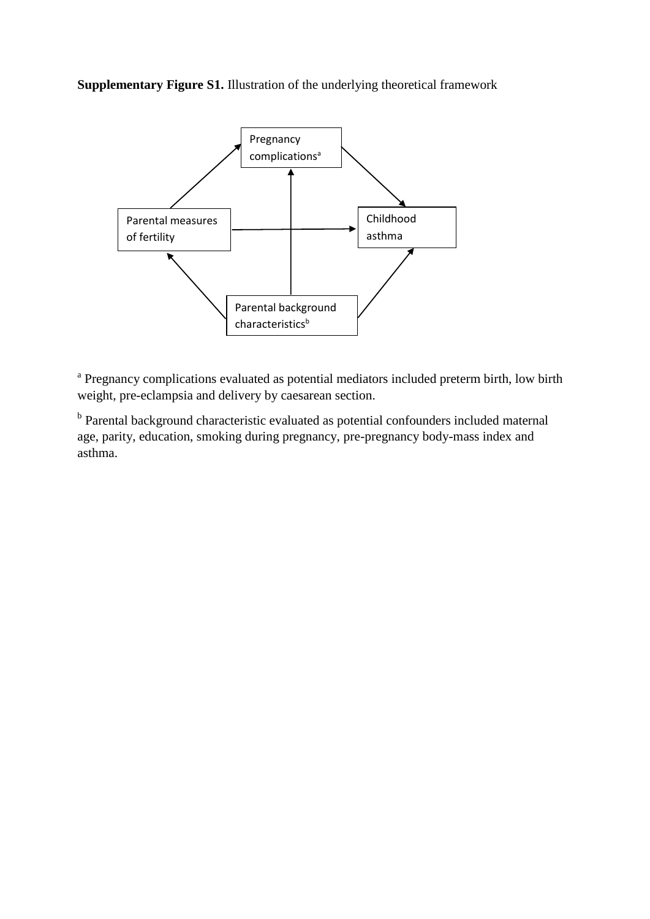**Supplementary Figure S1.** Illustration of the underlying theoretical framework

Pregnancy complications[a]

Parental measures of fertility

Childhood asthma

Parental background characteristics[b]

[a] Pregnancy complications evaluated as potential mediators included preterm birth, low birth weight, pre-eclampsia and delivery by caesarean section.

[b] Parental background characteristic evaluated as potential confounders included maternal age, parity, education, smoking during pregnancy, pre-pregnancy body-mass index and asthma.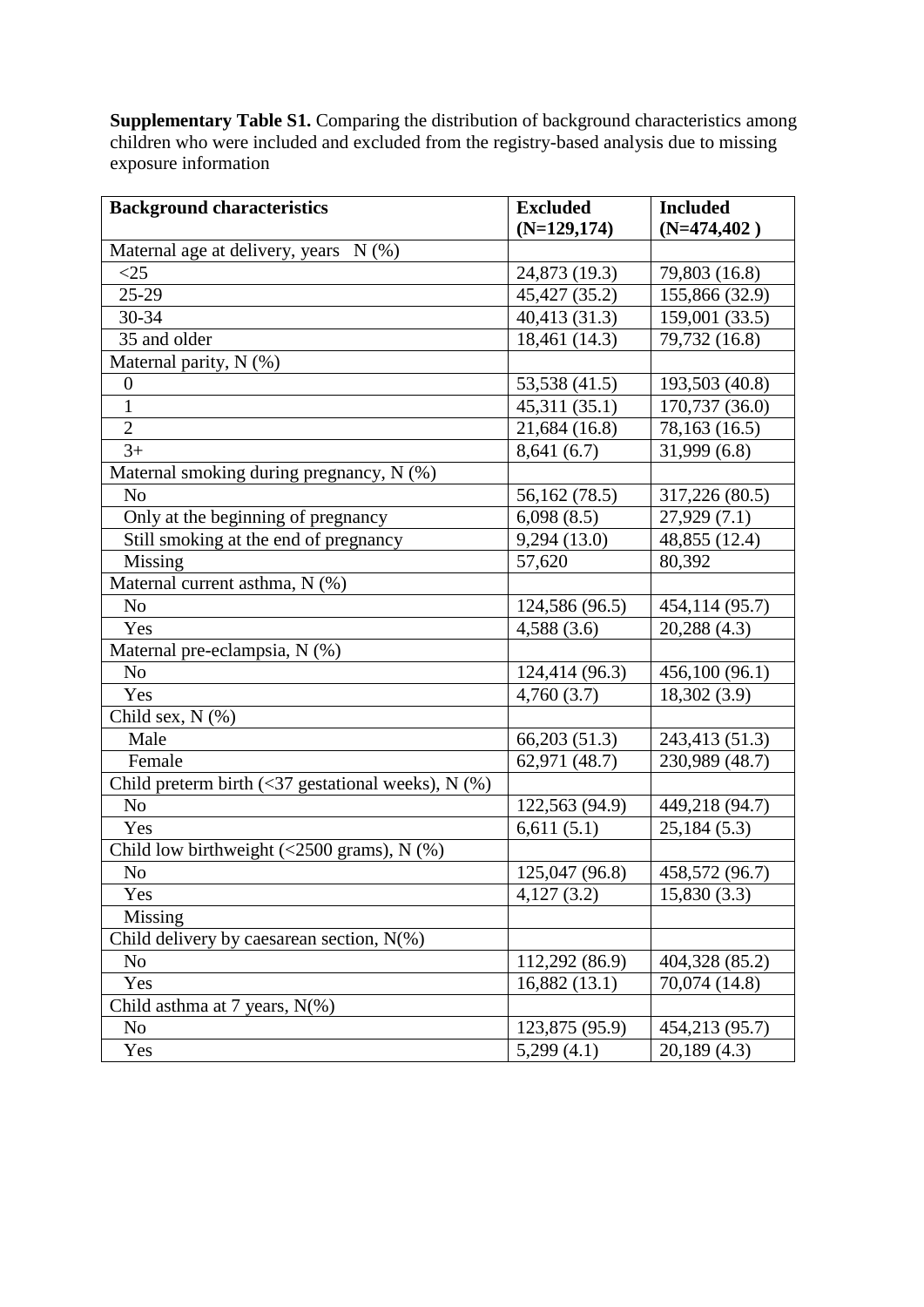**Supplementary Table S1.** Comparing the distribution of background characteristics among children who were included and excluded from the registry-based analysis due to missing exposure information

| **Background characteristics** | **Excluded (N=129,174)** | **Included (N=474,402 )** |
|---|---|---|
| Maternal age at delivery, years N (%) | | |
| <25 | 24,873 (19.3) | 79,803 (16.8) |
| 25-29 | 45,427 (35.2) | 155,866 (32.9) |
| 30-34 | 40,413 (31.3) | 159,001 (33.5) |
| 35 and older | 18,461 (14.3) | 79,732 (16.8) |
| Maternal parity, N (%) | | |
| 0 | 53,538 (41.5) | 193,503 (40.8) |
| 1 | 45,311 (35.1) | 170,737 (36.0) |
| 2 | 21,684 (16.8) | 78,163 (16.5) |
| 3+ | 8,641 (6.7) | 31,999 (6.8) |
| Maternal smoking during pregnancy, N (%) | | |
| No | 56,162 (78.5) | 317,226 (80.5) |
| Only at the beginning of pregnancy | 6,098 (8.5) | 27,929 (7.1) |
| Still smoking at the end of pregnancy | 9,294 (13.0) | 48,855 (12.4) |
| Missing | 57,620 | 80,392 |
| Maternal current asthma, N (%) | | |
| No | 124,586 (96.5) | 454,114 (95.7) |
| Yes | 4,588 (3.6) | 20,288 (4.3) |
| Maternal pre-eclampsia, N (%) | | |
| No | 124,414 (96.3) | 456,100 (96.1) |
| Yes | 4,760 (3.7) | 18,302 (3.9) |
| Child sex, N (%) | | |
| Male | 66,203 (51.3) | 243,413 (51.3) |
| Female | 62,971 (48.7) | 230,989 (48.7) |
| Child preterm birth (<37 gestational weeks), N (%) | | |
| No | 122,563 (94.9) | 449,218 (94.7) |
| Yes | 6,611 (5.1) | 25,184 (5.3) |
| Child low birthweight (<2500 grams), N (%) | | |
| No | 125,047 (96.8) | 458,572 (96.7) |
| Yes | 4,127 (3.2) | 15,830 (3.3) |
| Missing | | |
| Child delivery by caesarean section, N(%) | | |
| No | 112,292 (86.9) | 404,328 (85.2) |
| Yes | 16,882 (13.1) | 70,074 (14.8) |
| Child asthma at 7 years, N(%) | | |
| No | 123,875 (95.9) | 454,213 (95.7) |
| Yes | 5,299 (4.1) | 20,189 (4.3) |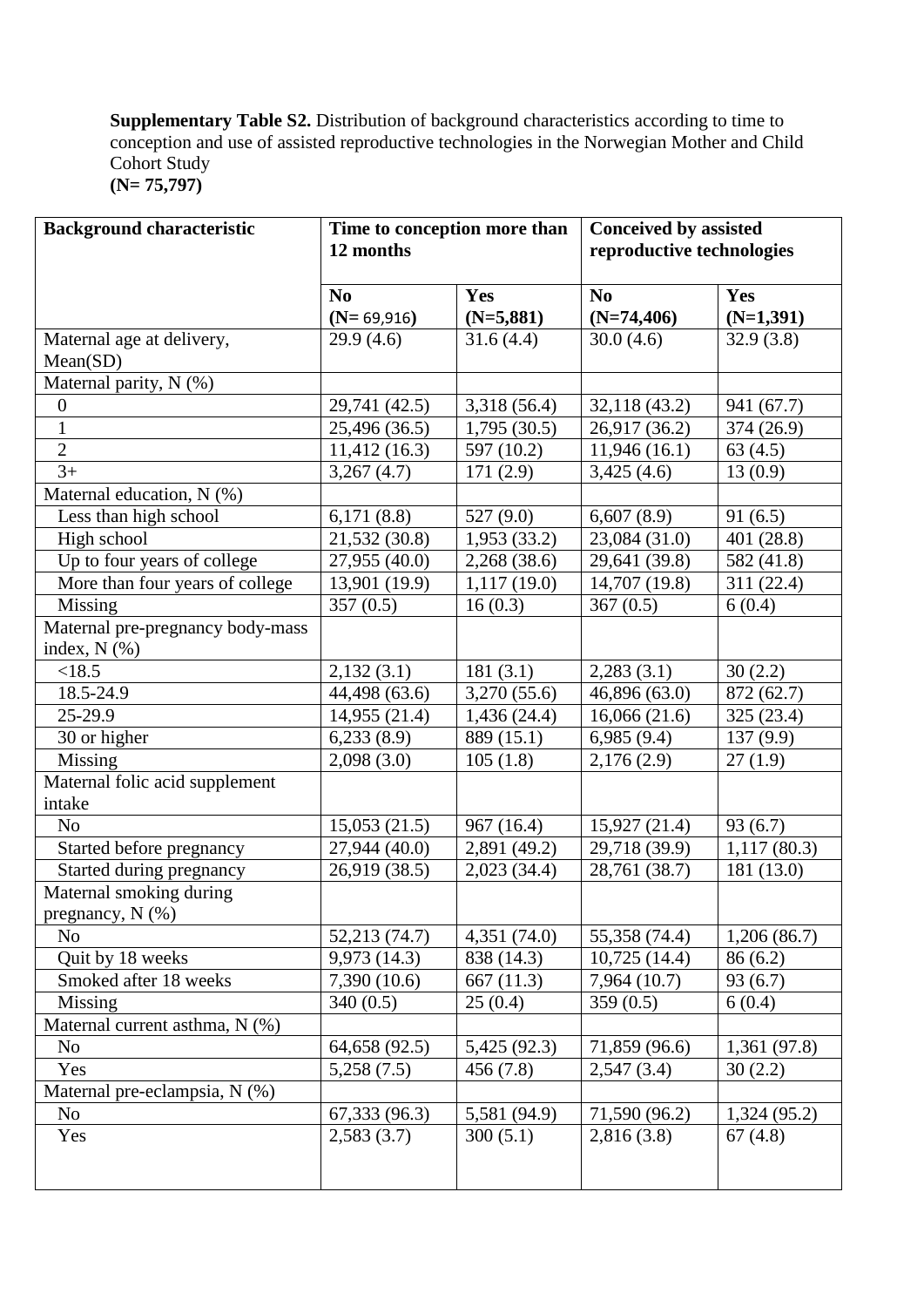**Supplementary Table S2.** Distribution of background characteristics according to time to conception and use of assisted reproductive technologies in the Norwegian Mother and Child Cohort Study
**(N= 75,797)**

| **Background characteristic** | **Time to conception more than 12 months** | | **Conceived by assisted reproductive technologies** | |
|---|---|---|---|---|
| | **No (N= 69,916)** | **Yes (N=5,881)** | **No (N=74,406)** | **Yes (N=1,391)** |
| Maternal age at delivery, Mean(SD) | 29.9 (4.6) | 31.6 (4.4) | 30.0 (4.6) | 32.9 (3.8) |
| Maternal parity, N (%) | | | | |
| 0 | 29,741 (42.5) | 3,318 (56.4) | 32,118 (43.2) | 941 (67.7) |
| 1 | 25,496 (36.5) | 1,795 (30.5) | 26,917 (36.2) | 374 (26.9) |
| 2 | 11,412 (16.3) | 597 (10.2) | 11,946 (16.1) | 63 (4.5) |
| 3+ | 3,267 (4.7) | 171 (2.9) | 3,425 (4.6) | 13 (0.9) |
| Maternal education, N (%) | | | | |
| Less than high school | 6,171 (8.8) | 527 (9.0) | 6,607 (8.9) | 91 (6.5) |
| High school | 21,532 (30.8) | 1,953 (33.2) | 23,084 (31.0) | 401 (28.8) |
| Up to four years of college | 27,955 (40.0) | 2,268 (38.6) | 29,641 (39.8) | 582 (41.8) |
| More than four years of college | 13,901 (19.9) | 1,117 (19.0) | 14,707 (19.8) | 311 (22.4) |
| Missing | 357 (0.5) | 16 (0.3) | 367 (0.5) | 6 (0.4) |
| Maternal pre-pregnancy body-mass index, N (%) | | | | |
| <18.5 | 2,132 (3.1) | 181 (3.1) | 2,283 (3.1) | 30 (2.2) |
| 18.5-24.9 | 44,498 (63.6) | 3,270 (55.6) | 46,896 (63.0) | 872 (62.7) |
| 25-29.9 | 14,955 (21.4) | 1,436 (24.4) | 16,066 (21.6) | 325 (23.4) |
| 30 or higher | 6,233 (8.9) | 889 (15.1) | 6,985 (9.4) | 137 (9.9) |
| Missing | 2,098 (3.0) | 105 (1.8) | 2,176 (2.9) | 27 (1.9) |
| Maternal folic acid supplement intake | | | | |
| No | 15,053 (21.5) | 967 (16.4) | 15,927 (21.4) | 93 (6.7) |
| Started before pregnancy | 27,944 (40.0) | 2,891 (49.2) | 29,718 (39.9) | 1,117 (80.3) |
| Started during pregnancy | 26,919 (38.5) | 2,023 (34.4) | 28,761 (38.7) | 181 (13.0) |
| Maternal smoking during pregnancy, N (%) | | | | |
| No | 52,213 (74.7) | 4,351 (74.0) | 55,358 (74.4) | 1,206 (86.7) |
| Quit by 18 weeks | 9,973 (14.3) | 838 (14.3) | 10,725 (14.4) | 86 (6.2) |
| Smoked after 18 weeks | 7,390 (10.6) | 667 (11.3) | 7,964 (10.7) | 93 (6.7) |
| Missing | 340 (0.5) | 25 (0.4) | 359 (0.5) | 6 (0.4) |
| Maternal current asthma, N (%) | | | | |
| No | 64,658 (92.5) | 5,425 (92.3) | 71,859 (96.6) | 1,361 (97.8) |
| Yes | 5,258 (7.5) | 456 (7.8) | 2,547 (3.4) | 30 (2.2) |
| Maternal pre-eclampsia, N (%) | | | | |
| No | 67,333 (96.3) | 5,581 (94.9) | 71,590 (96.2) | 1,324 (95.2) |
| Yes | 2,583 (3.7) | 300 (5.1) | 2,816 (3.8) | 67 (4.8) |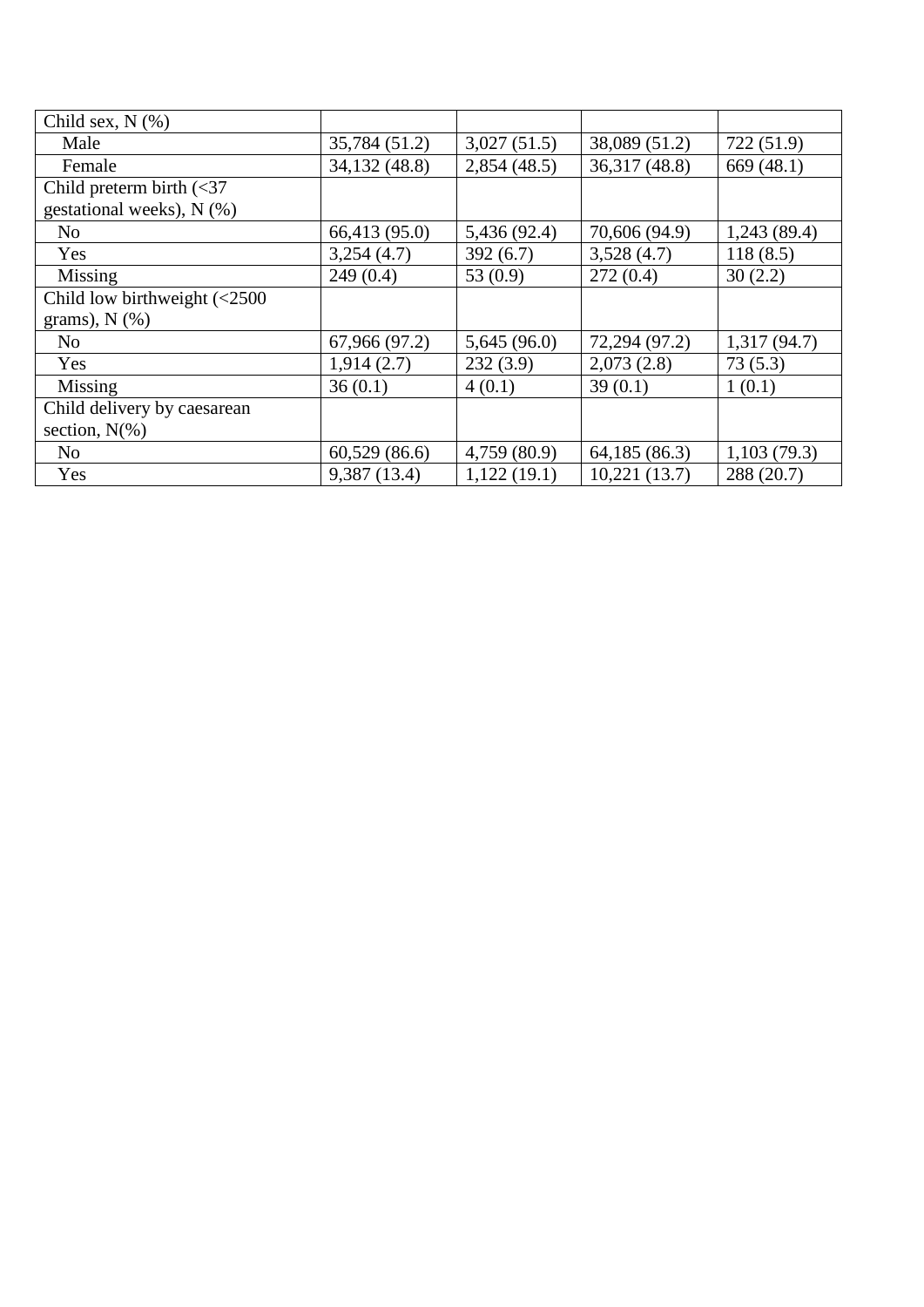| | | | | |
|---|---|---|---|---|
| Child sex, N (%) | | | | |
| Male | 35,784 (51.2) | 3,027 (51.5) | 38,089 (51.2) | 722 (51.9) |
| Female | 34,132 (48.8) | 2,854 (48.5) | 36,317 (48.8) | 669 (48.1) |
| Child preterm birth (<37 gestational weeks), N (%) | | | | |
| No | 66,413 (95.0) | 5,436 (92.4) | 70,606 (94.9) | 1,243 (89.4) |
| Yes | 3,254 (4.7) | 392 (6.7) | 3,528 (4.7) | 118 (8.5) |
| Missing | 249 (0.4) | 53 (0.9) | 272 (0.4) | 30 (2.2) |
| Child low birthweight (<2500 grams), N (%) | | | | |
| No | 67,966 (97.2) | 5,645 (96.0) | 72,294 (97.2) | 1,317 (94.7) |
| Yes | 1,914 (2.7) | 232 (3.9) | 2,073 (2.8) | 73 (5.3) |
| Missing | 36 (0.1) | 4 (0.1) | 39 (0.1) | 1 (0.1) |
| Child delivery by caesarean section, N(%) | | | | |
| No | 60,529 (86.6) | 4,759 (80.9) | 64,185 (86.3) | 1,103 (79.3) |
| Yes | 9,387 (13.4) | 1,122 (19.1) | 10,221 (13.7) | 288 (20.7) |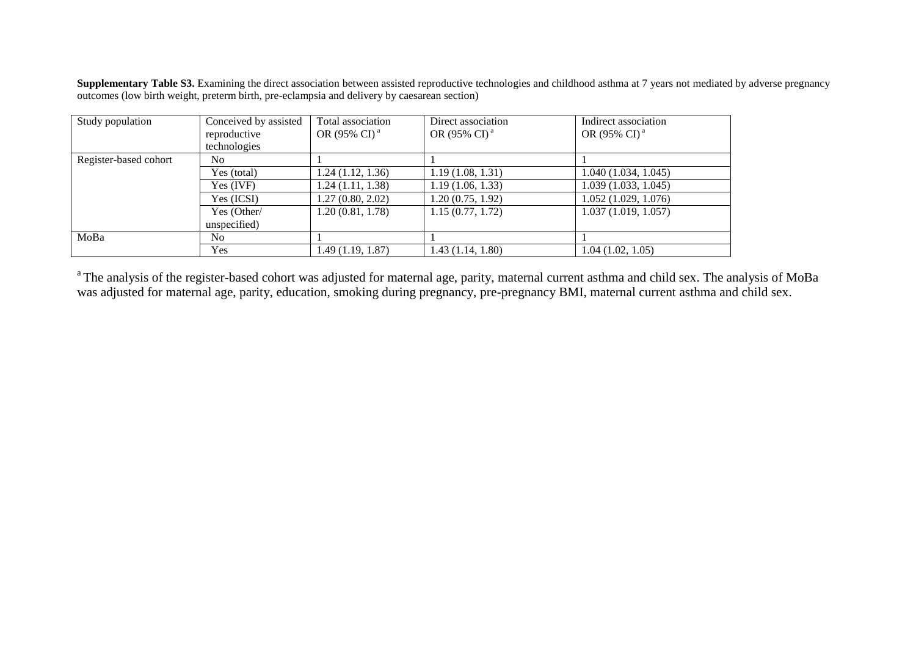**Supplementary Table S3.** Examining the direct association between assisted reproductive technologies and childhood asthma at 7 years not mediated by adverse pregnancy outcomes (low birth weight, preterm birth, pre-eclampsia and delivery by caesarean section)

| Study population | Conceived by assisted reproductive technologies | Total association OR (95% CI) [a] | Direct association OR (95% CI) [a] | Indirect association OR (95% CI) [a] |
|---|---|---|---|---|
| Register-based cohort | No | 1 | 1 | 1 |
| | Yes (total) | 1.24 (1.12, 1.36) | 1.19 (1.08, 1.31) | 1.040 (1.034, 1.045) |
| | Yes (IVF) | 1.24 (1.11, 1.38) | 1.19 (1.06, 1.33) | 1.039 (1.033, 1.045) |
| | Yes (ICSI) | 1.27 (0.80, 2.02) | 1.20 (0.75, 1.92) | 1.052 (1.029, 1.076) |
| | Yes (Other/ unspecified) | 1.20 (0.81, 1.78) | 1.15 (0.77, 1.72) | 1.037 (1.019, 1.057) |
| MoBa | No | 1 | 1 | 1 |
| | Yes | 1.49 (1.19, 1.87) | 1.43 (1.14, 1.80) | 1.04 (1.02, 1.05) |

[a] The analysis of the register-based cohort was adjusted for maternal age, parity, maternal current asthma and child sex. The analysis of MoBa was adjusted for maternal age, parity, education, smoking during pregnancy, pre-pregnancy BMI, maternal current asthma and child sex.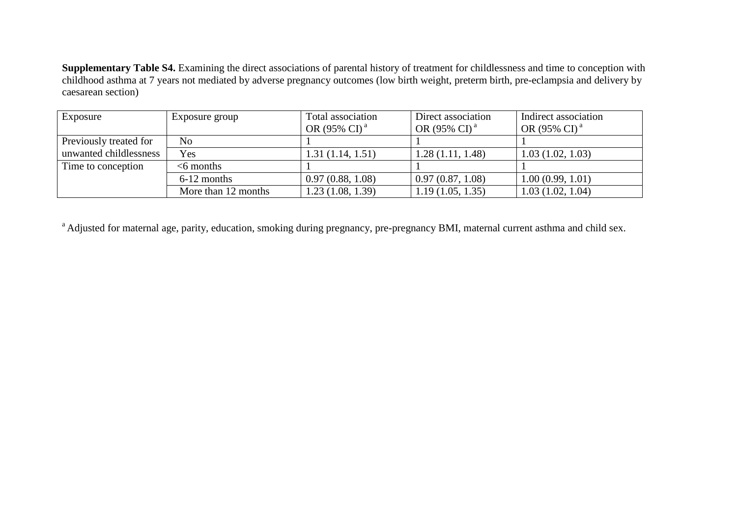**Supplementary Table S4.** Examining the direct associations of parental history of treatment for childlessness and time to conception with childhood asthma at 7 years not mediated by adverse pregnancy outcomes (low birth weight, preterm birth, pre-eclampsia and delivery by caesarean section)

| Exposure | Exposure group | Total association OR (95% CI) [a] | Direct association OR (95% CI) [a] | Indirect association OR (95% CI) [a] |
|---|---|---|---|---|
| Previously treated for unwanted childlessness | No | 1 | 1 | 1 |
| | Yes | 1.31 (1.14, 1.51) | 1.28 (1.11, 1.48) | 1.03 (1.02, 1.03) |
| Time to conception | <6 months | 1 | 1 | 1 |
| | 6-12 months | 0.97 (0.88, 1.08) | 0.97 (0.87, 1.08) | 1.00 (0.99, 1.01) |
| | More than 12 months | 1.23 (1.08, 1.39) | 1.19 (1.05, 1.35) | 1.03 (1.02, 1.04) |

[a] Adjusted for maternal age, parity, education, smoking during pregnancy, pre-pregnancy BMI, maternal current asthma and child sex.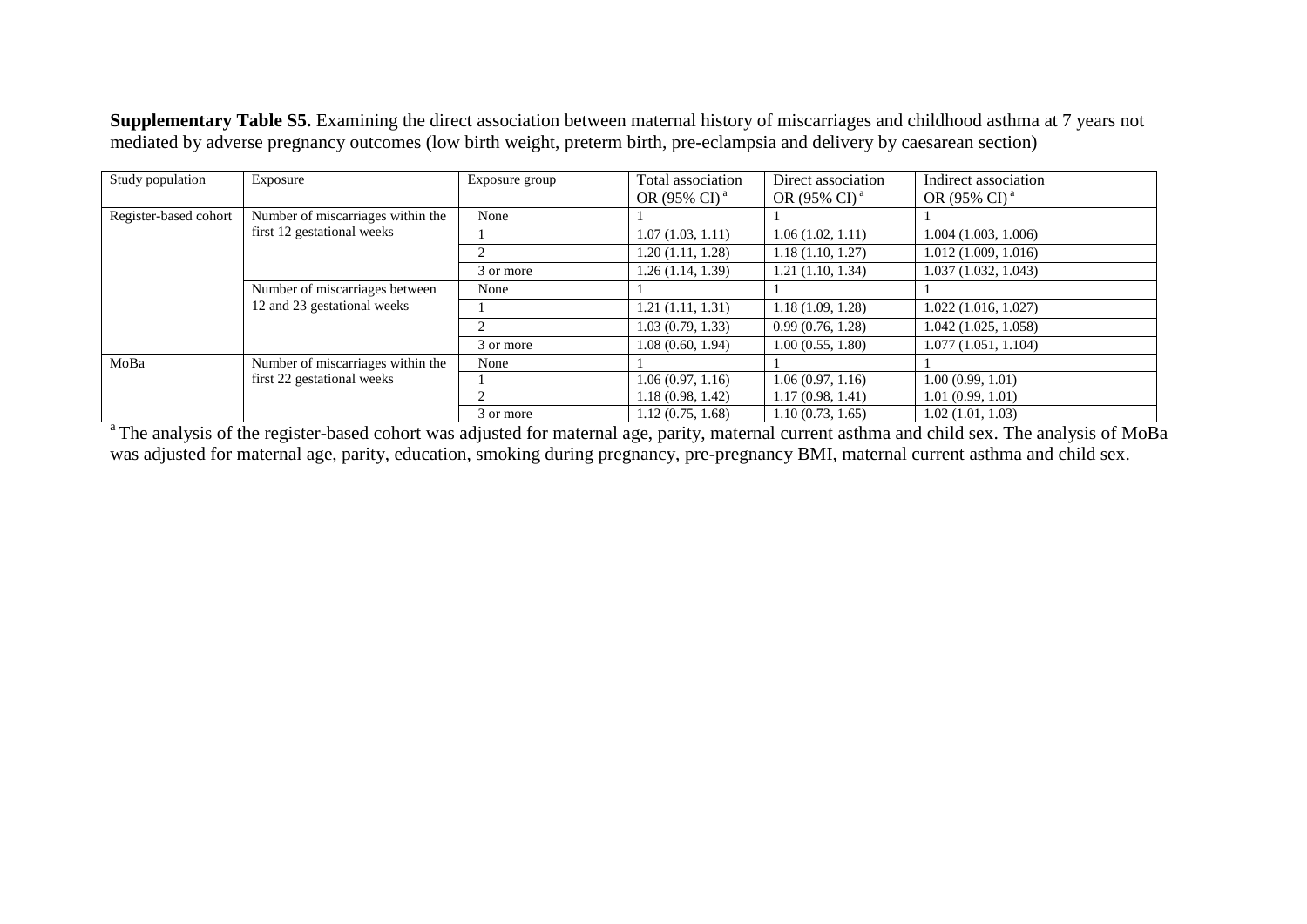**Supplementary Table S5.** Examining the direct association between maternal history of miscarriages and childhood asthma at 7 years not mediated by adverse pregnancy outcomes (low birth weight, preterm birth, pre-eclampsia and delivery by caesarean section)

| Study population | Exposure | Exposure group | Total association OR (95% CI) [a] | Direct association OR (95% CI) [a] | Indirect association OR (95% CI) [a] |
|---|---|---|---|---|---|
| Register-based cohort | Number of miscarriages within the first 12 gestational weeks | None | 1 | 1 | 1 |
| | | 1 | 1.07 (1.03, 1.11) | 1.06 (1.02, 1.11) | 1.004 (1.003, 1.006) |
| | | 2 | 1.20 (1.11, 1.28) | 1.18 (1.10, 1.27) | 1.012 (1.009, 1.016) |
| | | 3 or more | 1.26 (1.14, 1.39) | 1.21 (1.10, 1.34) | 1.037 (1.032, 1.043) |
| | Number of miscarriages between 12 and 23 gestational weeks | None | 1 | 1 | 1 |
| | | 1 | 1.21 (1.11, 1.31) | 1.18 (1.09, 1.28) | 1.022 (1.016, 1.027) |
| | | 2 | 1.03 (0.79, 1.33) | 0.99 (0.76, 1.28) | 1.042 (1.025, 1.058) |
| | | 3 or more | 1.08 (0.60, 1.94) | 1.00 (0.55, 1.80) | 1.077 (1.051, 1.104) |
| MoBa | Number of miscarriages within the first 22 gestational weeks | None | 1 | 1 | 1 |
| | | 1 | 1.06 (0.97, 1.16) | 1.06 (0.97, 1.16) | 1.00 (0.99, 1.01) |
| | | 2 | 1.18 (0.98, 1.42) | 1.17 (0.98, 1.41) | 1.01 (0.99, 1.01) |
| | | 3 or more | 1.12 (0.75, 1.68) | 1.10 (0.73, 1.65) | 1.02 (1.01, 1.03) |

[a] The analysis of the register-based cohort was adjusted for maternal age, parity, maternal current asthma and child sex. The analysis of MoBa was adjusted for maternal age, parity, education, smoking during pregnancy, pre-pregnancy BMI, maternal current asthma and child sex.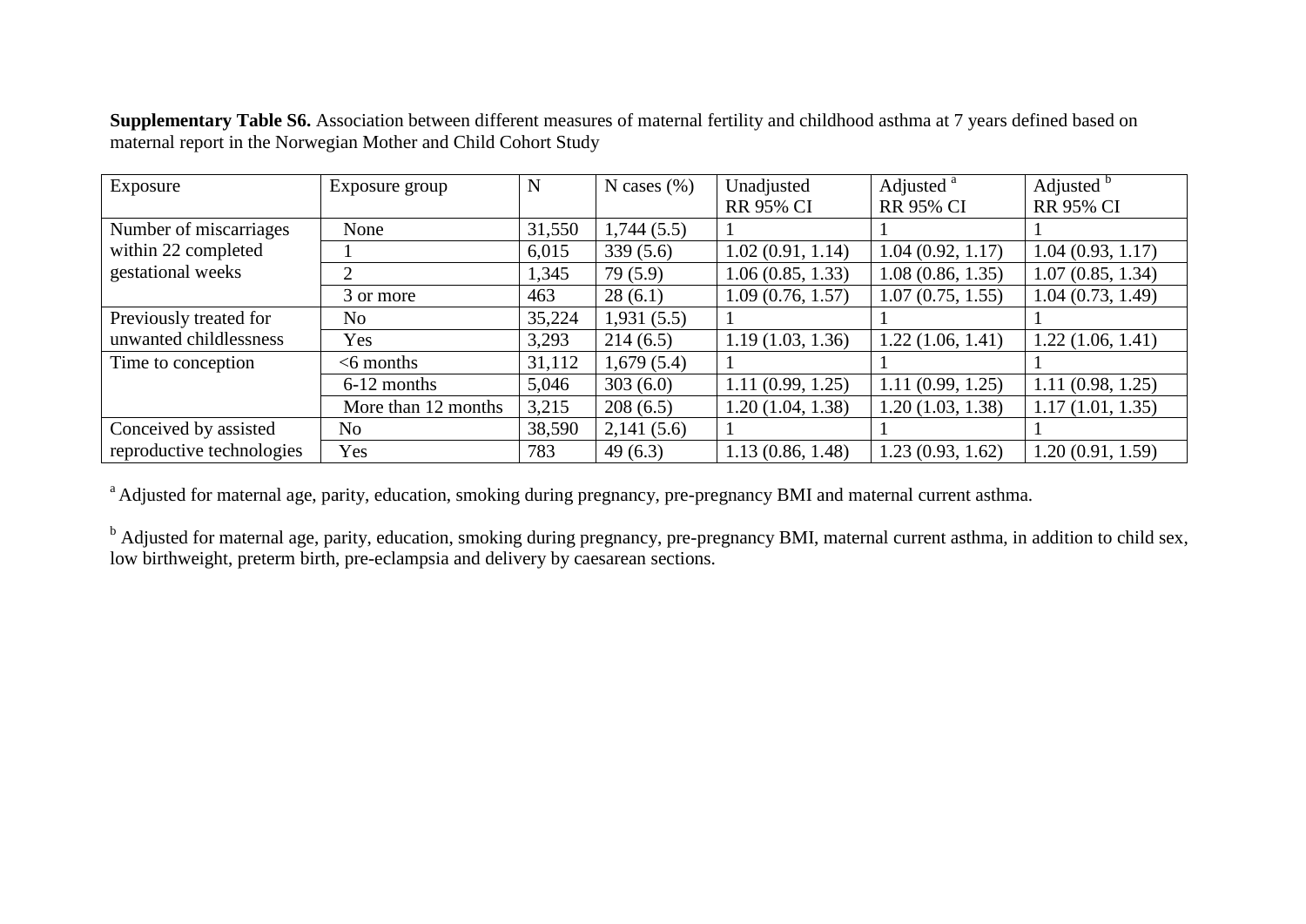**Supplementary Table S6.** Association between different measures of maternal fertility and childhood asthma at 7 years defined based on maternal report in the Norwegian Mother and Child Cohort Study

| Exposure | Exposure group | N | N cases (%) | Unadjusted RR 95% CI | Adjusted [a] RR 95% CI | Adjusted [b] RR 95% CI |
|---|---|---|---|---|---|---|
| Number of miscarriages within 22 completed gestational weeks | None | 31,550 | 1,744 (5.5) | 1 | 1 | 1 |
| | 1 | 6,015 | 339 (5.6) | 1.02 (0.91, 1.14) | 1.04 (0.92, 1.17) | 1.04 (0.93, 1.17) |
| | 2 | 1,345 | 79 (5.9) | 1.06 (0.85, 1.33) | 1.08 (0.86, 1.35) | 1.07 (0.85, 1.34) |
| | 3 or more | 463 | 28 (6.1) | 1.09 (0.76, 1.57) | 1.07 (0.75, 1.55) | 1.04 (0.73, 1.49) |
| Previously treated for unwanted childlessness | No | 35,224 | 1,931 (5.5) | 1 | 1 | 1 |
| | Yes | 3,293 | 214 (6.5) | 1.19 (1.03, 1.36) | 1.22 (1.06, 1.41) | 1.22 (1.06, 1.41) |
| Time to conception | <6 months | 31,112 | 1,679 (5.4) | 1 | 1 | 1 |
| | 6-12 months | 5,046 | 303 (6.0) | 1.11 (0.99, 1.25) | 1.11 (0.99, 1.25) | 1.11 (0.98, 1.25) |
| | More than 12 months | 3,215 | 208 (6.5) | 1.20 (1.04, 1.38) | 1.20 (1.03, 1.38) | 1.17 (1.01, 1.35) |
| Conceived by assisted reproductive technologies | No | 38,590 | 2,141 (5.6) | 1 | 1 | 1 |
| | Yes | 783 | 49 (6.3) | 1.13 (0.86, 1.48) | 1.23 (0.93, 1.62) | 1.20 (0.91, 1.59) |

[a] Adjusted for maternal age, parity, education, smoking during pregnancy, pre-pregnancy BMI and maternal current asthma.

[b] Adjusted for maternal age, parity, education, smoking during pregnancy, pre-pregnancy BMI, maternal current asthma, in addition to child sex, low birthweight, preterm birth, pre-eclampsia and delivery by caesarean sections.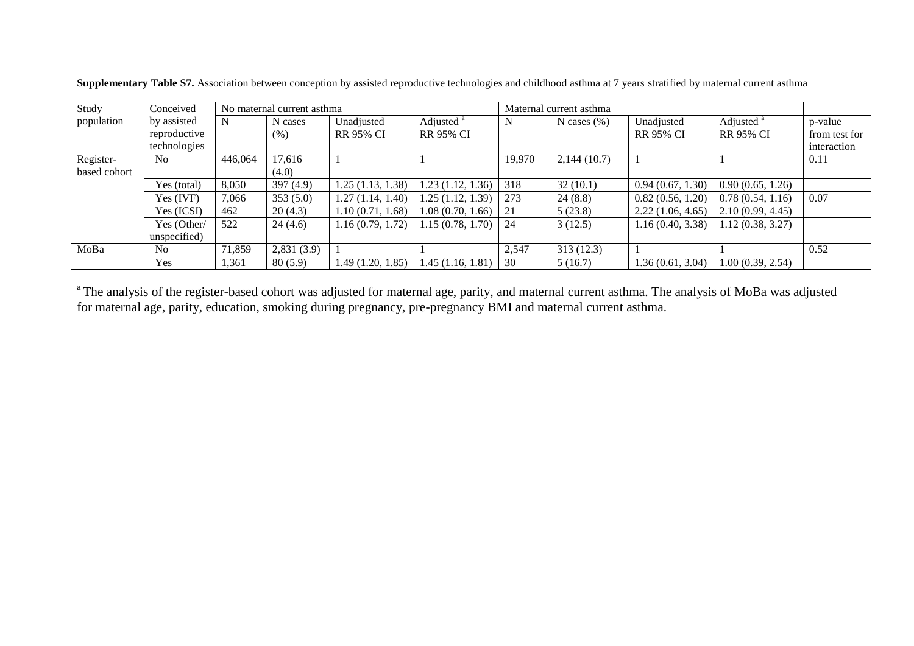**Supplementary Table S7.** Association between conception by assisted reproductive technologies and childhood asthma at 7 years stratified by maternal current asthma

| Study population | Conceived by assisted reproductive technologies | No maternal current asthma | | | | Maternal current asthma | | | | |
|---|---|---|---|---|---|---|---|---|---|---|
| | | N | N cases (%) | Unadjusted RR 95% CI | Adjusted [a] RR 95% CI | N | N cases (%) | Unadjusted RR 95% CI | Adjusted [a] RR 95% CI | p-value from test for interaction |
| Register-based cohort | No | 446,064 | 17,616 (4.0) | 1 | 1 | 19,970 | 2,144 (10.7) | 1 | 1 | 0.11 |
| | Yes (total) | 8,050 | 397 (4.9) | 1.25 (1.13, 1.38) | 1.23 (1.12, 1.36) | 318 | 32 (10.1) | 0.94 (0.67, 1.30) | 0.90 (0.65, 1.26) | |
| | Yes (IVF) | 7,066 | 353 (5.0) | 1.27 (1.14, 1.40) | 1.25 (1.12, 1.39) | 273 | 24 (8.8) | 0.82 (0.56, 1.20) | 0.78 (0.54, 1.16) | 0.07 |
| | Yes (ICSI) | 462 | 20 (4.3) | 1.10 (0.71, 1.68) | 1.08 (0.70, 1.66) | 21 | 5 (23.8) | 2.22 (1.06, 4.65) | 2.10 (0.99, 4.45) | |
| | Yes (Other/ unspecified) | 522 | 24 (4.6) | 1.16 (0.79, 1.72) | 1.15 (0.78, 1.70) | 24 | 3 (12.5) | 1.16 (0.40, 3.38) | 1.12 (0.38, 3.27) | |
| MoBa | No | 71,859 | 2,831 (3.9) | 1 | 1 | 2,547 | 313 (12.3) | 1 | 1 | 0.52 |
| | Yes | 1,361 | 80 (5.9) | 1.49 (1.20, 1.85) | 1.45 (1.16, 1.81) | 30 | 5 (16.7) | 1.36 (0.61, 3.04) | 1.00 (0.39, 2.54) | |

[a] The analysis of the register-based cohort was adjusted for maternal age, parity, and maternal current asthma. The analysis of MoBa was adjusted for maternal age, parity, education, smoking during pregnancy, pre-pregnancy BMI and maternal current asthma.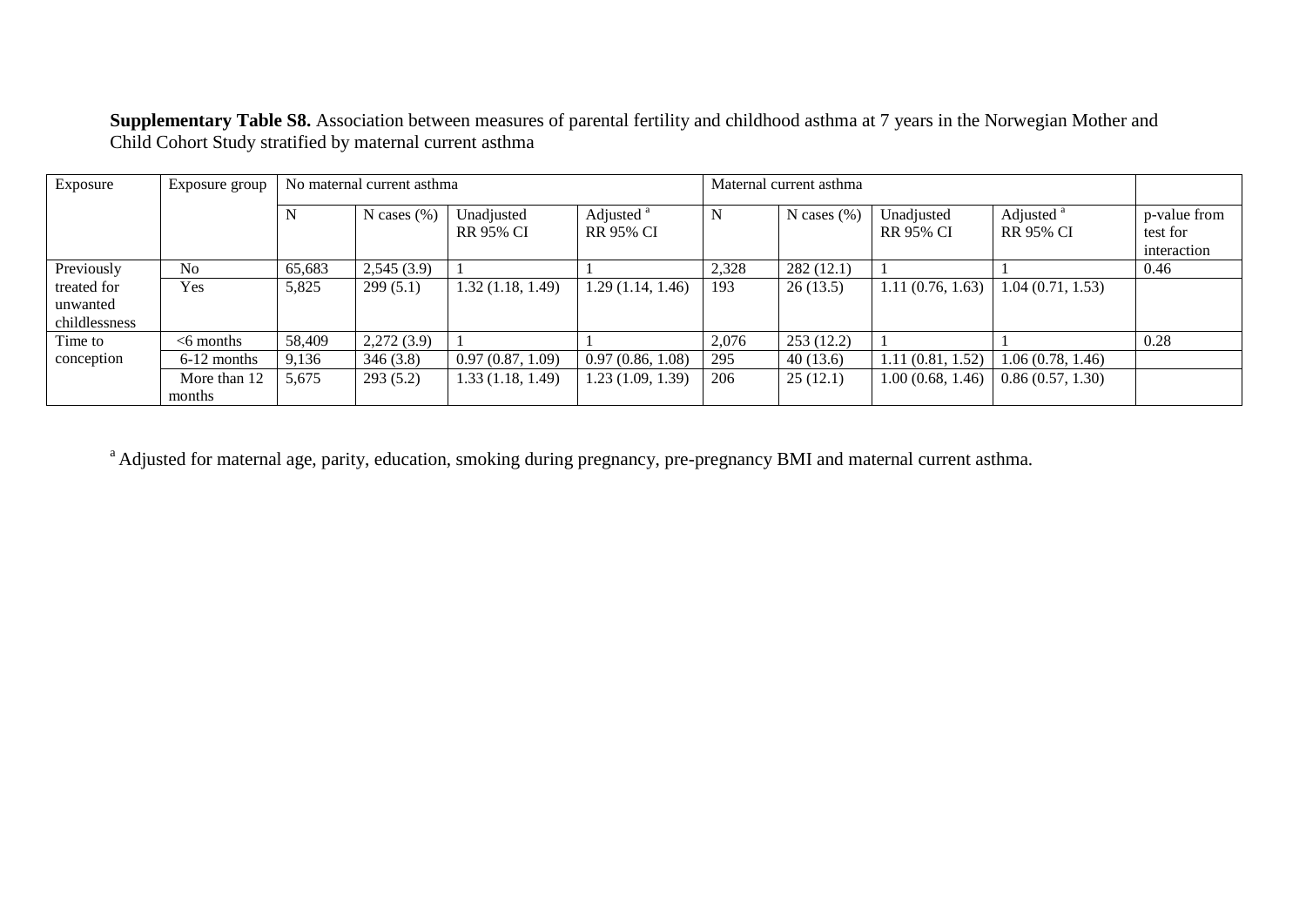**Supplementary Table S8.** Association between measures of parental fertility and childhood asthma at 7 years in the Norwegian Mother and Child Cohort Study stratified by maternal current asthma

| Exposure | Exposure group | No maternal current asthma | | | | Maternal current asthma | | | | |
|---|---|---|---|---|---|---|---|---|---|---|
| | | N | N cases (%) | Unadjusted RR 95% CI | Adjusted [a] RR 95% CI | N | N cases (%) | Unadjusted RR 95% CI | Adjusted [a] RR 95% CI | p-value from test for interaction |
| Previously treated for unwanted childlessness | No | 65,683 | 2,545 (3.9) | 1 | 1 | 2,328 | 282 (12.1) | 1 | 1 | 0.46 |
| | Yes | 5,825 | 299 (5.1) | 1.32 (1.18, 1.49) | 1.29 (1.14, 1.46) | 193 | 26 (13.5) | 1.11 (0.76, 1.63) | 1.04 (0.71, 1.53) | |
| Time to conception | <6 months | 58,409 | 2,272 (3.9) | 1 | 1 | 2,076 | 253 (12.2) | 1 | 1 | 0.28 |
| | 6-12 months | 9,136 | 346 (3.8) | 0.97 (0.87, 1.09) | 0.97 (0.86, 1.08) | 295 | 40 (13.6) | 1.11 (0.81, 1.52) | 1.06 (0.78, 1.46) | |
| | More than 12 months | 5,675 | 293 (5.2) | 1.33 (1.18, 1.49) | 1.23 (1.09, 1.39) | 206 | 25 (12.1) | 1.00 (0.68, 1.46) | 0.86 (0.57, 1.30) | |

[a] Adjusted for maternal age, parity, education, smoking during pregnancy, pre-pregnancy BMI and maternal current asthma.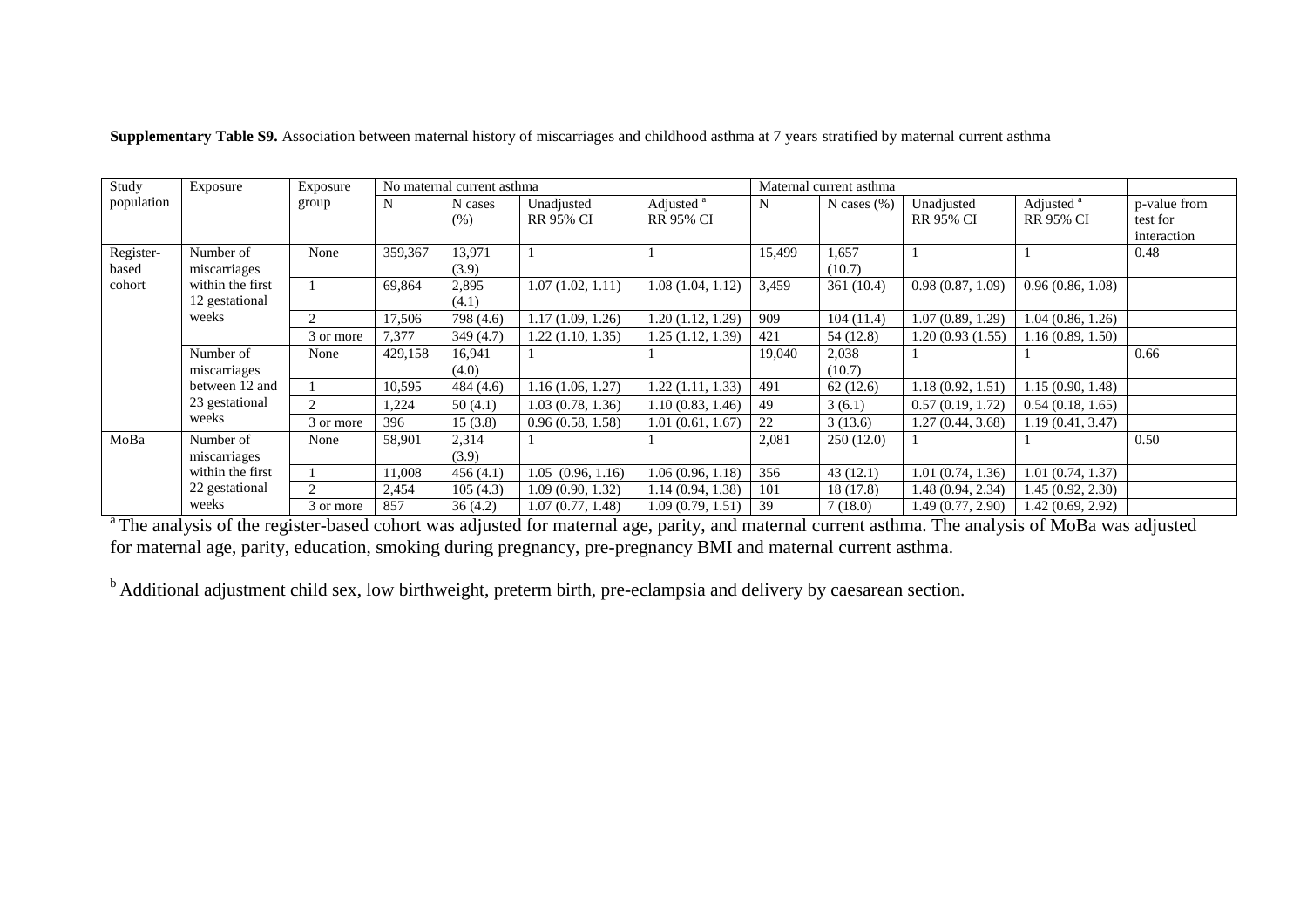**Supplementary Table S9.** Association between maternal history of miscarriages and childhood asthma at 7 years stratified by maternal current asthma

| Study population | Exposure | Exposure group | No maternal current asthma | | | | Maternal current asthma | | | | |
|---|---|---|---|---|---|---|---|---|---|---|---|
| | | | N | N cases (%) | Unadjusted RR 95% CI | Adjusted [a] RR 95% CI | N | N cases (%) | Unadjusted RR 95% CI | Adjusted [a] RR 95% CI | p-value from test for interaction |
| Register-based cohort | Number of miscarriages within the first 12 gestational weeks | None | 359,367 | 13,971 (3.9) | 1 | 1 | 15,499 | 1,657 (10.7) | 1 | 1 | 0.48 |
| | | 1 | 69,864 | 2,895 (4.1) | 1.07 (1.02, 1.11) | 1.08 (1.04, 1.12) | 3,459 | 361 (10.4) | 0.98 (0.87, 1.09) | 0.96 (0.86, 1.08) | |
| | | 2 | 17,506 | 798 (4.6) | 1.17 (1.09, 1.26) | 1.20 (1.12, 1.29) | 909 | 104 (11.4) | 1.07 (0.89, 1.29) | 1.04 (0.86, 1.26) | |
| | | 3 or more | 7,377 | 349 (4.7) | 1.22 (1.10, 1.35) | 1.25 (1.12, 1.39) | 421 | 54 (12.8) | 1.20 (0.93 (1.55) | 1.16 (0.89, 1.50) | |
| | Number of miscarriages between 12 and 23 gestational weeks | None | 429,158 | 16,941 (4.0) | 1 | 1 | 19,040 | 2,038 (10.7) | 1 | 1 | 0.66 |
| | | 1 | 10,595 | 484 (4.6) | 1.16 (1.06, 1.27) | 1.22 (1.11, 1.33) | 491 | 62 (12.6) | 1.18 (0.92, 1.51) | 1.15 (0.90, 1.48) | |
| | | 2 | 1,224 | 50 (4.1) | 1.03 (0.78, 1.36) | 1.10 (0.83, 1.46) | 49 | 3 (6.1) | 0.57 (0.19, 1.72) | 0.54 (0.18, 1.65) | |
| | | 3 or more | 396 | 15 (3.8) | 0.96 (0.58, 1.58) | 1.01 (0.61, 1.67) | 22 | 3 (13.6) | 1.27 (0.44, 3.68) | 1.19 (0.41, 3.47) | |
| MoBa | Number of miscarriages within the first 22 gestational weeks | None | 58,901 | 2,314 (3.9) | 1 | 1 | 2,081 | 250 (12.0) | 1 | 1 | 0.50 |
| | | 1 | 11,008 | 456 (4.1) | 1.05 (0.96, 1.16) | 1.06 (0.96, 1.18) | 356 | 43 (12.1) | 1.01 (0.74, 1.36) | 1.01 (0.74, 1.37) | |
| | | 2 | 2,454 | 105 (4.3) | 1.09 (0.90, 1.32) | 1.14 (0.94, 1.38) | 101 | 18 (17.8) | 1.48 (0.94, 2.34) | 1.45 (0.92, 2.30) | |
| | | 3 or more | 857 | 36 (4.2) | 1.07 (0.77, 1.48) | 1.09 (0.79, 1.51) | 39 | 7 (18.0) | 1.49 (0.77, 2.90) | 1.42 (0.69, 2.92) | |

[a] The analysis of the register-based cohort was adjusted for maternal age, parity, and maternal current asthma. The analysis of MoBa was adjusted for maternal age, parity, education, smoking during pregnancy, pre-pregnancy BMI and maternal current asthma.

[b] Additional adjustment child sex, low birthweight, preterm birth, pre-eclampsia and delivery by caesarean section.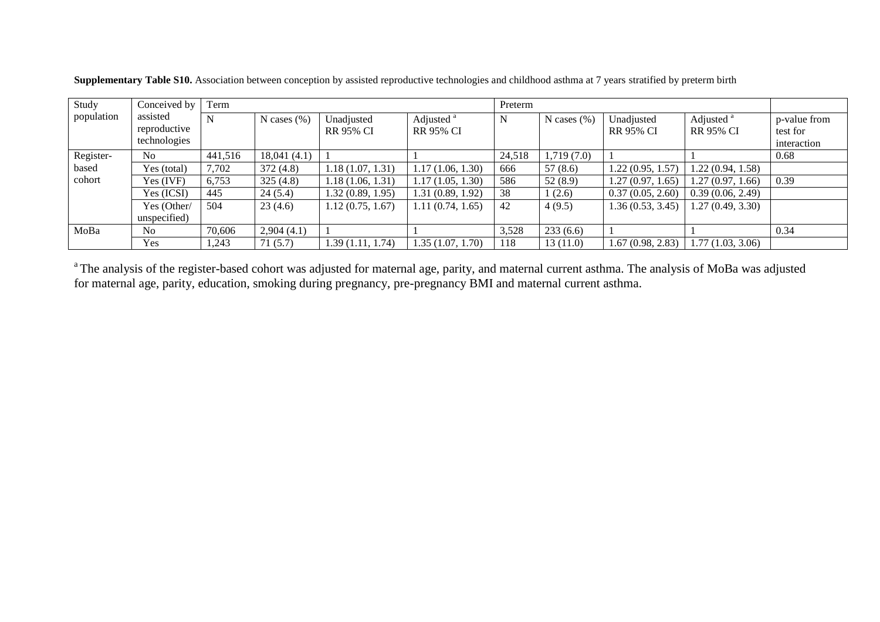**Supplementary Table S10.** Association between conception by assisted reproductive technologies and childhood asthma at 7 years stratified by preterm birth

| Study population | Conceived by assisted reproductive technologies | Term | | | | Preterm | | | | |
|---|---|---|---|---|---|---|---|---|---|---|
| | | N | N cases (%) | Unadjusted RR 95% CI | Adjusted [a] RR 95% CI | N | N cases (%) | Unadjusted RR 95% CI | Adjusted [a] RR 95% CI | p-value from test for interaction |
| Register-based cohort | No | 441,516 | 18,041 (4.1) | 1 | 1 | 24,518 | 1,719 (7.0) | 1 | 1 | 0.68 |
| | Yes (total) | 7,702 | 372 (4.8) | 1.18 (1.07, 1.31) | 1.17 (1.06, 1.30) | 666 | 57 (8.6) | 1.22 (0.95, 1.57) | 1.22 (0.94, 1.58) | |
| | Yes (IVF) | 6,753 | 325 (4.8) | 1.18 (1.06, 1.31) | 1.17 (1.05, 1.30) | 586 | 52 (8.9) | 1.27 (0.97, 1.65) | 1.27 (0.97, 1.66) | 0.39 |
| | Yes (ICSI) | 445 | 24 (5.4) | 1.32 (0.89, 1.95) | 1.31 (0.89, 1.92) | 38 | 1 (2.6) | 0.37 (0.05, 2.60) | 0.39 (0.06, 2.49) | |
| | Yes (Other/ unspecified) | 504 | 23 (4.6) | 1.12 (0.75, 1.67) | 1.11 (0.74, 1.65) | 42 | 4 (9.5) | 1.36 (0.53, 3.45) | 1.27 (0.49, 3.30) | |
| MoBa | No | 70,606 | 2,904 (4.1) | 1 | 1 | 3,528 | 233 (6.6) | 1 | 1 | 0.34 |
| | Yes | 1,243 | 71 (5.7) | 1.39 (1.11, 1.74) | 1.35 (1.07, 1.70) | 118 | 13 (11.0) | 1.67 (0.98, 2.83) | 1.77 (1.03, 3.06) | |

[a] The analysis of the register-based cohort was adjusted for maternal age, parity, and maternal current asthma. The analysis of MoBa was adjusted for maternal age, parity, education, smoking during pregnancy, pre-pregnancy BMI and maternal current asthma.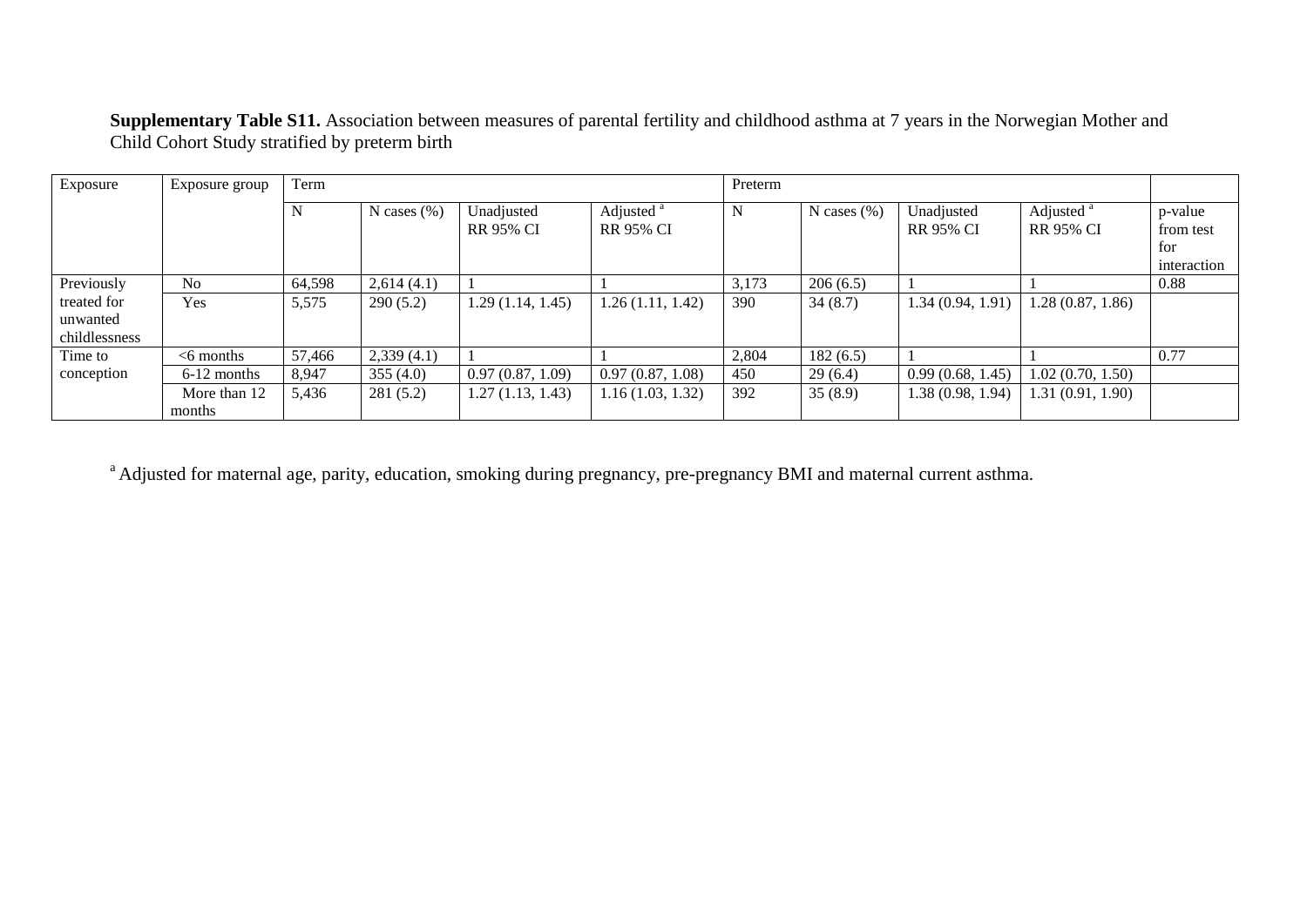**Supplementary Table S11.** Association between measures of parental fertility and childhood asthma at 7 years in the Norwegian Mother and Child Cohort Study stratified by preterm birth

| Exposure | Exposure group | Term | | | | Preterm | | | | |
|---|---|---|---|---|---|---|---|---|---|---|
| | | N | N cases (%) | Unadjusted RR 95% CI | Adjusted [a] RR 95% CI | N | N cases (%) | Unadjusted RR 95% CI | Adjusted [a] RR 95% CI | p-value from test for interaction |
| Previously treated for unwanted childlessness | No | 64,598 | 2,614 (4.1) | 1 | 1 | 3,173 | 206 (6.5) | 1 | 1 | 0.88 |
| | Yes | 5,575 | 290 (5.2) | 1.29 (1.14, 1.45) | 1.26 (1.11, 1.42) | 390 | 34 (8.7) | 1.34 (0.94, 1.91) | 1.28 (0.87, 1.86) | |
| Time to conception | <6 months | 57,466 | 2,339 (4.1) | 1 | 1 | 2,804 | 182 (6.5) | 1 | 1 | 0.77 |
| | 6-12 months | 8,947 | 355 (4.0) | 0.97 (0.87, 1.09) | 0.97 (0.87, 1.08) | 450 | 29 (6.4) | 0.99 (0.68, 1.45) | 1.02 (0.70, 1.50) | |
| | More than 12 months | 5,436 | 281 (5.2) | 1.27 (1.13, 1.43) | 1.16 (1.03, 1.32) | 392 | 35 (8.9) | 1.38 (0.98, 1.94) | 1.31 (0.91, 1.90) | |

[a] Adjusted for maternal age, parity, education, smoking during pregnancy, pre-pregnancy BMI and maternal current asthma.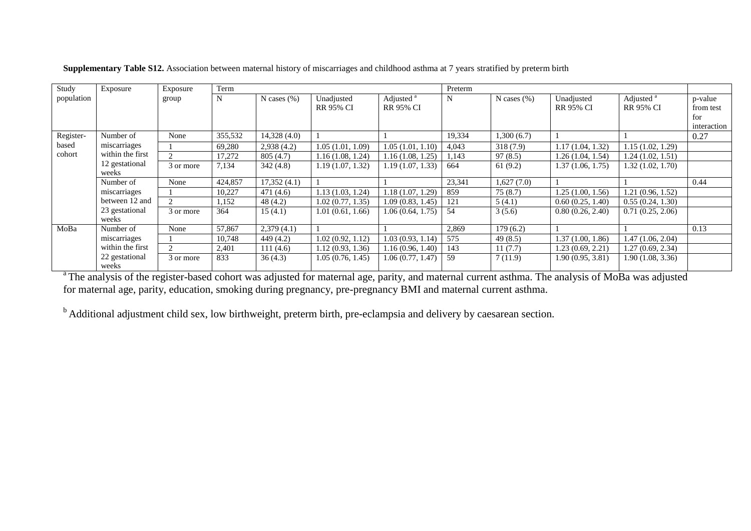**Supplementary Table S12.** Association between maternal history of miscarriages and childhood asthma at 7 years stratified by preterm birth

| Study population | Exposure | Exposure group | Term | | | | Preterm | | | | |
|---|---|---|---|---|---|---|---|---|---|---|---|
| | | | N | N cases (%) | Unadjusted RR 95% CI | Adjusted [a] RR 95% CI | N | N cases (%) | Unadjusted RR 95% CI | Adjusted [a] RR 95% CI | p-value from test for interaction |
| Register-based cohort | Number of miscarriages within the first 12 gestational weeks | None | 355,532 | 14,328 (4.0) | 1 | 1 | 19,334 | 1,300 (6.7) | 1 | 1 | 0.27 |
| | | 1 | 69,280 | 2,938 (4.2) | 1.05 (1.01, 1.09) | 1.05 (1.01, 1.10) | 4,043 | 318 (7.9) | 1.17 (1.04, 1.32) | 1.15 (1.02, 1.29) | |
| | | 2 | 17,272 | 805 (4.7) | 1.16 (1.08, 1.24) | 1.16 (1.08, 1.25) | 1,143 | 97 (8.5) | 1.26 (1.04, 1.54) | 1.24 (1.02, 1.51) | |
| | | 3 or more | 7,134 | 342 (4.8) | 1.19 (1.07, 1.32) | 1.19 (1.07, 1.33) | 664 | 61 (9.2) | 1.37 (1.06, 1.75) | 1.32 (1.02, 1.70) | |
| | Number of miscarriages between 12 and 23 gestational weeks | None | 424,857 | 17,352 (4.1) | 1 | 1 | 23,341 | 1,627 (7.0) | 1 | 1 | 0.44 |
| | | 1 | 10,227 | 471 (4.6) | 1.13 (1.03, 1.24) | 1.18 (1.07, 1.29) | 859 | 75 (8.7) | 1.25 (1.00, 1.56) | 1.21 (0.96, 1.52) | |
| | | 2 | 1,152 | 48 (4.2) | 1.02 (0.77, 1.35) | 1.09 (0.83, 1.45) | 121 | 5 (4.1) | 0.60 (0.25, 1.40) | 0.55 (0.24, 1.30) | |
| | | 3 or more | 364 | 15 (4.1) | 1.01 (0.61, 1.66) | 1.06 (0.64, 1.75) | 54 | 3 (5.6) | 0.80 (0.26, 2.40) | 0.71 (0.25, 2.06) | |
| MoBa | Number of miscarriages within the first 22 gestational weeks | None | 57,867 | 2,379 (4.1) | 1 | 1 | 2,869 | 179 (6.2) | 1 | 1 | 0.13 |
| | | 1 | 10,748 | 449 (4.2) | 1.02 (0.92, 1.12) | 1.03 (0.93, 1.14) | 575 | 49 (8.5) | 1.37 (1.00, 1.86) | 1.47 (1.06, 2.04) | |
| | | 2 | 2,401 | 111 (4.6) | 1.12 (0.93, 1.36) | 1.16 (0.96, 1.40) | 143 | 11 (7.7) | 1.23 (0.69, 2.21) | 1.27 (0.69, 2.34) | |
| | | 3 or more | 833 | 36 (4.3) | 1.05 (0.76, 1.45) | 1.06 (0.77, 1.47) | 59 | 7 (11.9) | 1.90 (0.95, 3.81) | 1.90 (1.08, 3.36) | |

[a] The analysis of the register-based cohort was adjusted for maternal age, parity, and maternal current asthma. The analysis of MoBa was adjusted for maternal age, parity, education, smoking during pregnancy, pre-pregnancy BMI and maternal current asthma.

[b] Additional adjustment child sex, low birthweight, preterm birth, pre-eclampsia and delivery by caesarean section.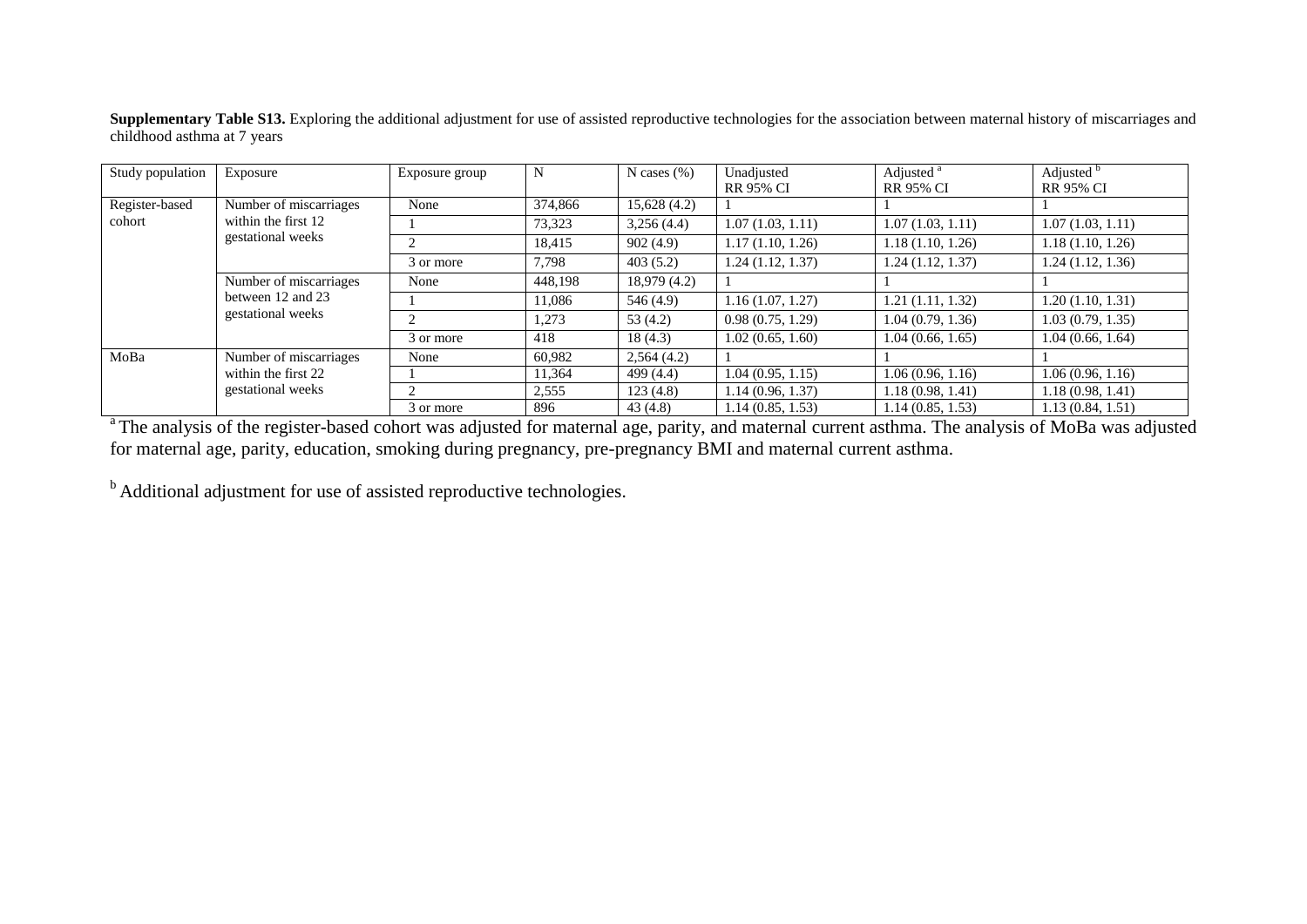**Supplementary Table S13.** Exploring the additional adjustment for use of assisted reproductive technologies for the association between maternal history of miscarriages and childhood asthma at 7 years

| Study population | Exposure | Exposure group | N | N cases (%) | Unadjusted RR 95% CI | Adjusted [a] RR 95% CI | Adjusted [b] RR 95% CI |
|---|---|---|---|---|---|---|---|
| Register-based cohort | Number of miscarriages within the first 12 gestational weeks | None | 374,866 | 15,628 (4.2) | 1 | 1 | 1 |
| | | 1 | 73,323 | 3,256 (4.4) | 1.07 (1.03, 1.11) | 1.07 (1.03, 1.11) | 1.07 (1.03, 1.11) |
| | | 2 | 18,415 | 902 (4.9) | 1.17 (1.10, 1.26) | 1.18 (1.10, 1.26) | 1.18 (1.10, 1.26) |
| | | 3 or more | 7,798 | 403 (5.2) | 1.24 (1.12, 1.37) | 1.24 (1.12, 1.37) | 1.24 (1.12, 1.36) |
| | Number of miscarriages between 12 and 23 gestational weeks | None | 448,198 | 18,979 (4.2) | 1 | 1 | 1 |
| | | 1 | 11,086 | 546 (4.9) | 1.16 (1.07, 1.27) | 1.21 (1.11, 1.32) | 1.20 (1.10, 1.31) |
| | | 2 | 1,273 | 53 (4.2) | 0.98 (0.75, 1.29) | 1.04 (0.79, 1.36) | 1.03 (0.79, 1.35) |
| | | 3 or more | 418 | 18 (4.3) | 1.02 (0.65, 1.60) | 1.04 (0.66, 1.65) | 1.04 (0.66, 1.64) |
| MoBa | Number of miscarriages within the first 22 gestational weeks | None | 60,982 | 2,564 (4.2) | 1 | 1 | 1 |
| | | 1 | 11,364 | 499 (4.4) | 1.04 (0.95, 1.15) | 1.06 (0.96, 1.16) | 1.06 (0.96, 1.16) |
| | | 2 | 2,555 | 123 (4.8) | 1.14 (0.96, 1.37) | 1.18 (0.98, 1.41) | 1.18 (0.98, 1.41) |
| | | 3 or more | 896 | 43 (4.8) | 1.14 (0.85, 1.53) | 1.14 (0.85, 1.53) | 1.13 (0.84, 1.51) |

[a] The analysis of the register-based cohort was adjusted for maternal age, parity, and maternal current asthma. The analysis of MoBa was adjusted for maternal age, parity, education, smoking during pregnancy, pre-pregnancy BMI and maternal current asthma.

[b] Additional adjustment for use of assisted reproductive technologies.